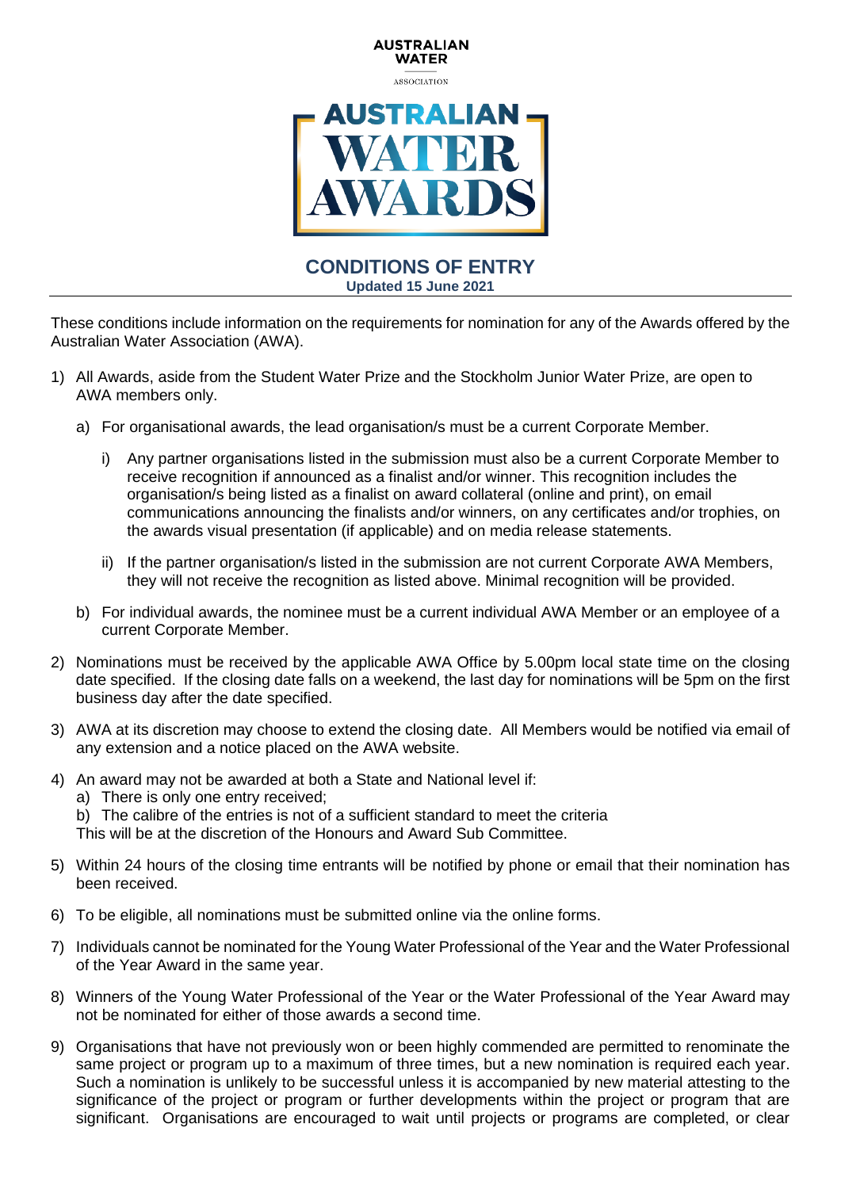AUSTRALIAN WATER ASSOCIATION

AUSTRALIAN WATER AWARDS

# CONDITIONS OF ENTRY

**Updated 15 June 2021**

These conditions include information on the requirements for nomination for any of the Awards offered by the Australian Water Association (AWA).

1) All Awards, aside from the Student Water Prize and the Stockholm Junior Water Prize, are open to AWA members only.
   a) For organisational awards, the lead organisation/s must be a current Corporate Member.
      i) Any partner organisations listed in the submission must also be a current Corporate Member to receive recognition if announced as a finalist and/or winner. This recognition includes the organisation/s being listed as a finalist on award collateral (online and print), on email communications announcing the finalists and/or winners, on any certificates and/or trophies, on the awards visual presentation (if applicable) and on media release statements.
      ii) If the partner organisation/s listed in the submission are not current Corporate AWA Members, they will not receive the recognition as listed above. Minimal recognition will be provided.
   b) For individual awards, the nominee must be a current individual AWA Member or an employee of a current Corporate Member.
2) Nominations must be received by the applicable AWA Office by 5.00pm local state time on the closing date specified. If the closing date falls on a weekend, the last day for nominations will be 5pm on the first business day after the date specified.
3) AWA at its discretion may choose to extend the closing date. All Members would be notified via email of any extension and a notice placed on the AWA website.
4) An award may not be awarded at both a State and National level if:
   a) There is only one entry received;
   b) The calibre of the entries is not of a sufficient standard to meet the criteria
   This will be at the discretion of the Honours and Award Sub Committee.
5) Within 24 hours of the closing time entrants will be notified by phone or email that their nomination has been received.
6) To be eligible, all nominations must be submitted online via the online forms.
7) Individuals cannot be nominated for the Young Water Professional of the Year and the Water Professional of the Year Award in the same year.
8) Winners of the Young Water Professional of the Year or the Water Professional of the Year Award may not be nominated for either of those awards a second time.
9) Organisations that have not previously won or been highly commended are permitted to renominate the same project or program up to a maximum of three times, but a new nomination is required each year. Such a nomination is unlikely to be successful unless it is accompanied by new material attesting to the significance of the project or program or further developments within the project or program that are significant. Organisations are encouraged to wait until projects or programs are completed, or clear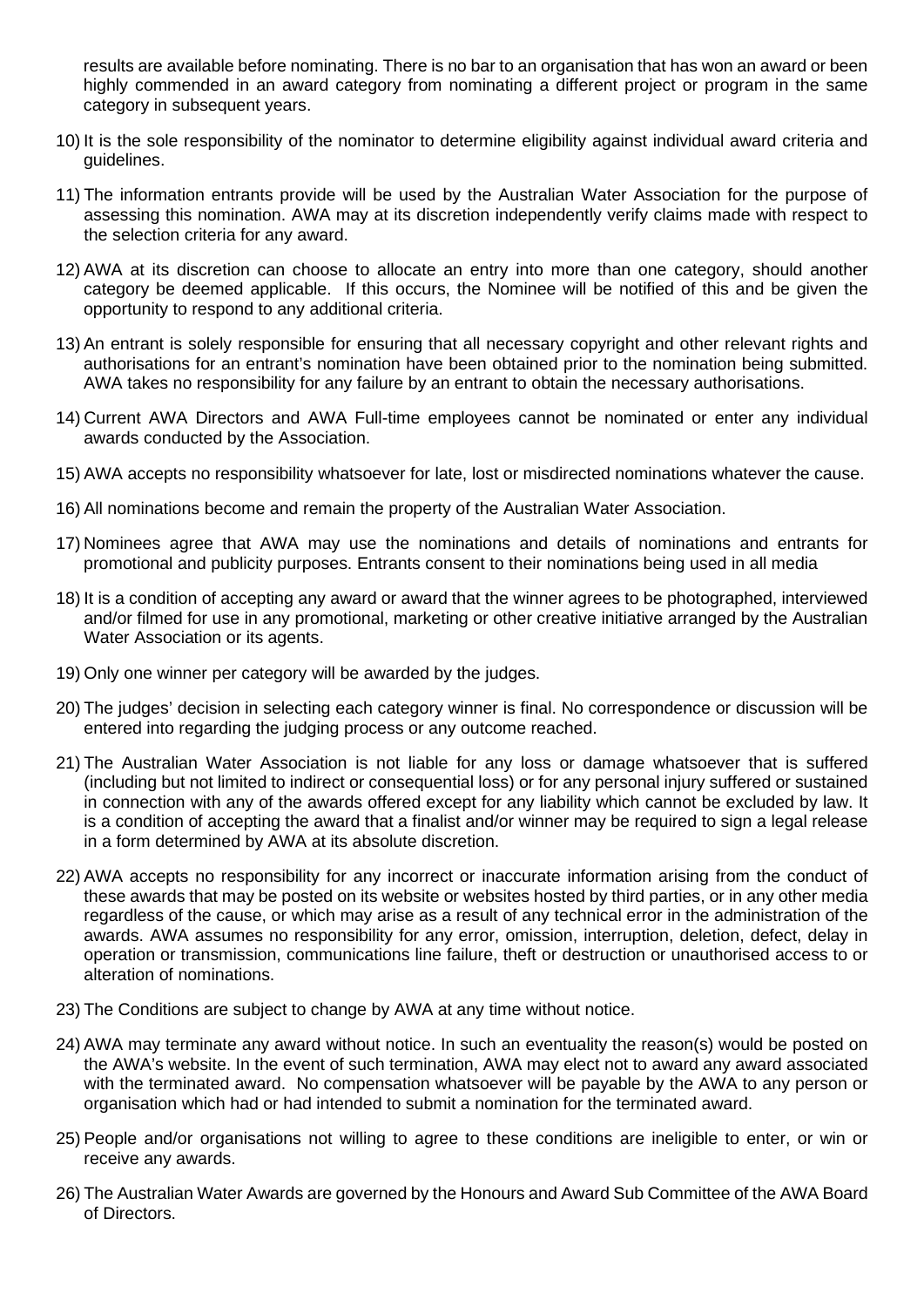results are available before nominating. There is no bar to an organisation that has won an award or been highly commended in an award category from nominating a different project or program in the same category in subsequent years.

10) It is the sole responsibility of the nominator to determine eligibility against individual award criteria and guidelines.

11) The information entrants provide will be used by the Australian Water Association for the purpose of assessing this nomination. AWA may at its discretion independently verify claims made with respect to the selection criteria for any award.

12) AWA at its discretion can choose to allocate an entry into more than one category, should another category be deemed applicable. If this occurs, the Nominee will be notified of this and be given the opportunity to respond to any additional criteria.

13) An entrant is solely responsible for ensuring that all necessary copyright and other relevant rights and authorisations for an entrant's nomination have been obtained prior to the nomination being submitted. AWA takes no responsibility for any failure by an entrant to obtain the necessary authorisations.

14) Current AWA Directors and AWA Full-time employees cannot be nominated or enter any individual awards conducted by the Association.

15) AWA accepts no responsibility whatsoever for late, lost or misdirected nominations whatever the cause.

16) All nominations become and remain the property of the Australian Water Association.

17) Nominees agree that AWA may use the nominations and details of nominations and entrants for promotional and publicity purposes. Entrants consent to their nominations being used in all media

18) It is a condition of accepting any award or award that the winner agrees to be photographed, interviewed and/or filmed for use in any promotional, marketing or other creative initiative arranged by the Australian Water Association or its agents.

19) Only one winner per category will be awarded by the judges.

20) The judges' decision in selecting each category winner is final. No correspondence or discussion will be entered into regarding the judging process or any outcome reached.

21) The Australian Water Association is not liable for any loss or damage whatsoever that is suffered (including but not limited to indirect or consequential loss) or for any personal injury suffered or sustained in connection with any of the awards offered except for any liability which cannot be excluded by law. It is a condition of accepting the award that a finalist and/or winner may be required to sign a legal release in a form determined by AWA at its absolute discretion.

22) AWA accepts no responsibility for any incorrect or inaccurate information arising from the conduct of these awards that may be posted on its website or websites hosted by third parties, or in any other media regardless of the cause, or which may arise as a result of any technical error in the administration of the awards. AWA assumes no responsibility for any error, omission, interruption, deletion, defect, delay in operation or transmission, communications line failure, theft or destruction or unauthorised access to or alteration of nominations.

23) The Conditions are subject to change by AWA at any time without notice.

24) AWA may terminate any award without notice. In such an eventuality the reason(s) would be posted on the AWA's website. In the event of such termination, AWA may elect not to award any award associated with the terminated award. No compensation whatsoever will be payable by the AWA to any person or organisation which had or had intended to submit a nomination for the terminated award.

25) People and/or organisations not willing to agree to these conditions are ineligible to enter, or win or receive any awards.

26) The Australian Water Awards are governed by the Honours and Award Sub Committee of the AWA Board of Directors.